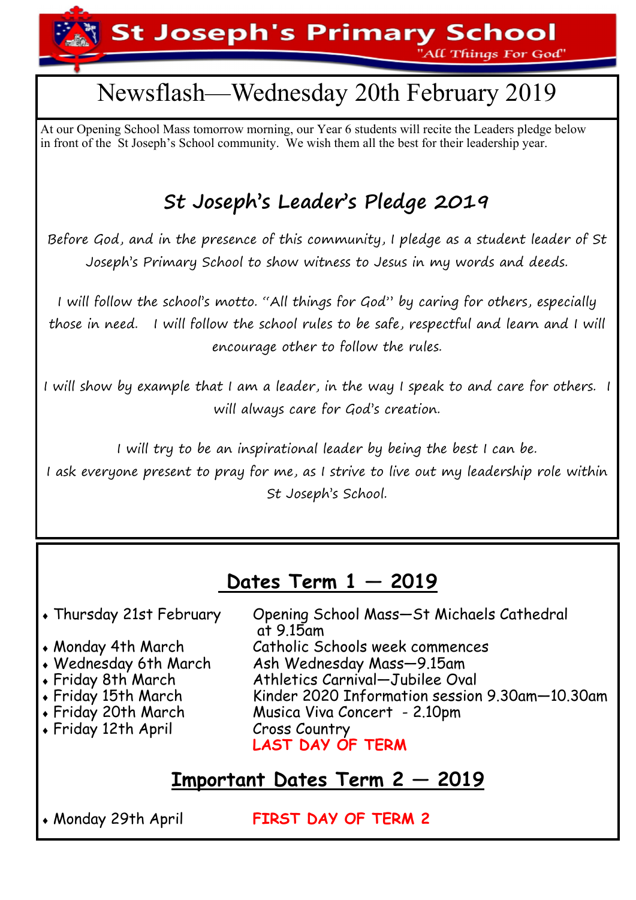# St Joseph's Primary School

"All Things For God"

## Newsflash—Wednesday 20th February 2019

At our Opening School Mass tomorrow morning, our Year 6 students will recite the Leaders pledge below in front of the St Joseph's School community. We wish them all the best for their leadership year.

### *St Joseph's Leader's Pledge 2019*

*Before God, and in the presence of this community, I pledge as a student leader of St Joseph's Primary School to show witness to Jesus in my words and deeds.*

*I will follow the school's motto. "All things for God" by caring for others, especially those in need. I will follow the school rules to be safe, respectful and learn and I will encourage other to follow the rules.*

*I will show by example that I am a leader, in the way I speak to and care for others. I will always care for God's creation.*

*I will try to be an inspirational leader by being the best I can be.*
*I ask everyone present to pray for me, as I strive to live out my leadership role within St Joseph's School.*

## Dates Term 1 — 2019

- Thursday 21st February — Opening School Mass—St Michaels Cathedral at 9.15am
- Monday 4th March — Catholic Schools week commences
- Wednesday 6th March — Ash Wednesday Mass—9.15am
- Friday 8th March — Athletics Carnival—Jubilee Oval
- Friday 15th March — Kinder 2020 Information session 9.30am—10.30am
- Friday 20th March — Musica Viva Concert - 2.10pm
- Friday 12th April — Cross Country **LAST DAY OF TERM**

## Important Dates Term 2 — 2019

- Monday 29th April — **FIRST DAY OF TERM 2**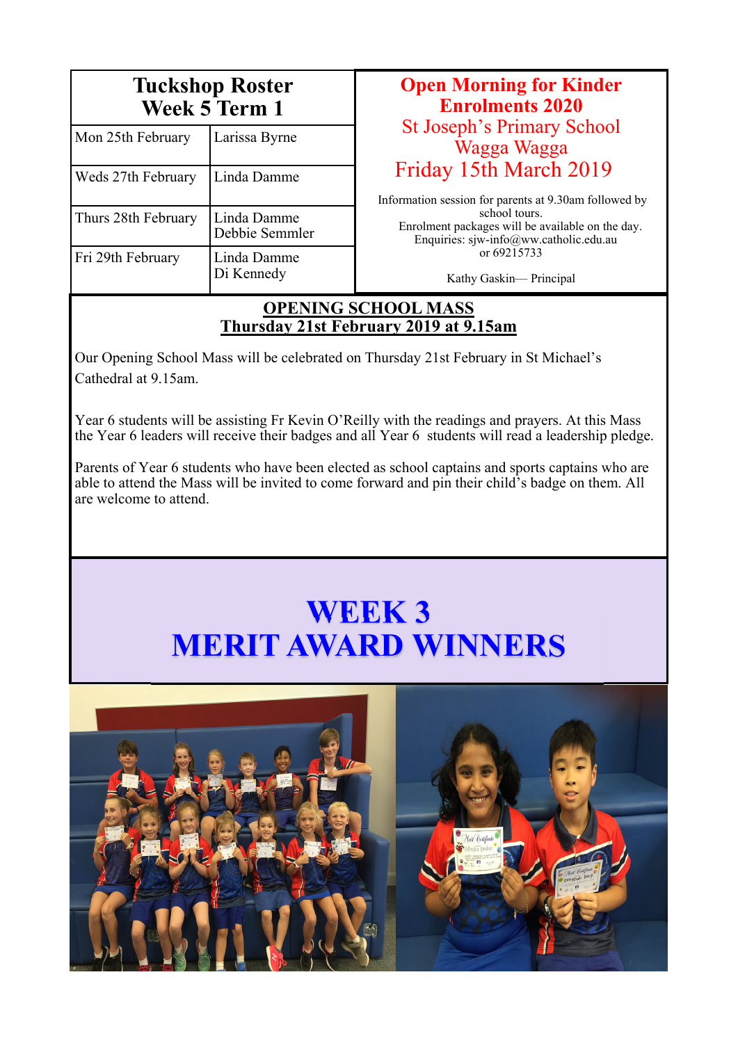## Tuckshop Roster Week 5 Term 1

| | |
|---|---|
| Mon 25th February | Larissa Byrne |
| Weds 27th February | Linda Damme |
| Thurs 28th February | Linda Damme<br>Debbie Semmler |
| Fri 29th February | Linda Damme<br>Di Kennedy |

## Open Morning for Kinder Enrolments 2020

St Joseph's Primary School
Wagga Wagga
Friday 15th March 2019

Information session for parents at 9.30am followed by school tours.
Enrolment packages will be available on the day.
Enquiries: sjw-info@ww.catholic.edu.au
or 69215733

Kathy Gaskin— Principal

## OPENING SCHOOL MASS
## Thursday 21st February 2019 at 9.15am

Our Opening School Mass will be celebrated on Thursday 21st February in St Michael's Cathedral at 9.15am.

Year 6 students will be assisting Fr Kevin O'Reilly with the readings and prayers. At this Mass the Year 6 leaders will receive their badges and all Year 6 students will read a leadership pledge.

Parents of Year 6 students who have been elected as school captains and sports captains who are able to attend the Mass will be invited to come forward and pin their child's badge on them. All are welcome to attend.

# WEEK 3
# MERIT AWARD WINNERS